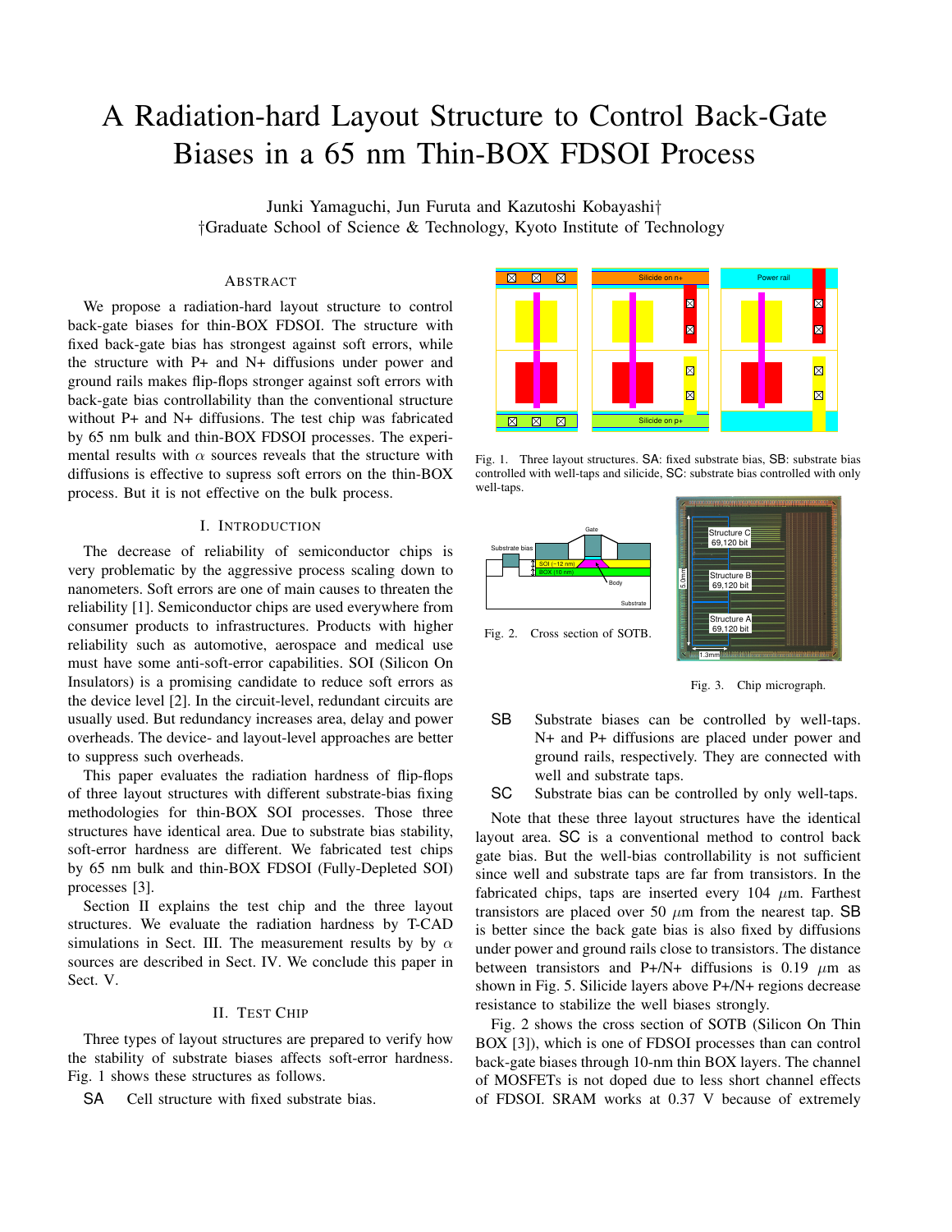# A Radiation-hard Layout Structure to Control Back-Gate Biases in a 65 nm Thin-BOX FDSOI Process

Junki Yamaguchi, Jun Furuta and Kazutoshi Kobayashi†
†Graduate School of Science & Technology, Kyoto Institute of Technology

## Abstract

We propose a radiation-hard layout structure to control back-gate biases for thin-BOX FDSOI. The structure with fixed back-gate bias has strongest against soft errors, while the structure with P+ and N+ diffusions under power and ground rails makes flip-flops stronger against soft errors with back-gate bias controllability than the conventional structure without P+ and N+ diffusions. The test chip was fabricated by 65 nm bulk and thin-BOX FDSOI processes. The experimental results with $\alpha$ sources reveals that the structure with diffusions is effective to supress soft errors on the thin-BOX process. But it is not effective on the bulk process.

## I. Introduction

The decrease of reliability of semiconductor chips is very problematic by the aggressive process scaling down to nanometers. Soft errors are one of main causes to threaten the reliability [1]. Semiconductor chips are used everywhere from consumer products to infrastructures. Products with higher reliability such as automotive, aerospace and medical use must have some anti-soft-error capabilities. SOI (Silicon On Insulators) is a promising candidate to reduce soft errors as the device level [2]. In the circuit-level, redundant circuits are usually used. But redundancy increases area, delay and power overheads. The device- and layout-level approaches are better to suppress such overheads.

This paper evaluates the radiation hardness of flip-flops of three layout structures with different substrate-bias fixing methodologies for thin-BOX SOI processes. Those three structures have identical area. Due to substrate bias stability, soft-error hardness are different. We fabricated test chips by 65 nm bulk and thin-BOX FDSOI (Fully-Depleted SOI) processes [3].

Section II explains the test chip and the three layout structures. We evaluate the radiation hardness by T-CAD simulations in Sect. III. The measurement results by by $\alpha$ sources are described in Sect. IV. We conclude this paper in Sect. V.

## II. Test Chip

Three types of layout structures are prepared to verify how the stability of substrate biases affects soft-error hardness. Fig. 1 shows these structures as follows.

SA Cell structure with fixed substrate bias.

SB Substrate biases can be controlled by well-taps. N+ and P+ diffusions are placed under power and ground rails, respectively. They are connected with well and substrate taps.

SC Substrate bias can be controlled by only well-taps.

Fig. 1. Three layout structures. SA: fixed substrate bias, SB: substrate bias controlled with well-taps and silicide, SC: substrate bias controlled with only well-taps.

Fig. 2. Cross section of SOTB.

Fig. 3. Chip micrograph.

Note that these three layout structures have the identical layout area. SC is a conventional method to control back gate bias. But the well-bias controllability is not sufficient since well and substrate taps are far from transistors. In the fabricated chips, taps are inserted every 104 $\mu$m. Farthest transistors are placed over 50 $\mu$m from the nearest tap. SB is better since the back gate bias is also fixed by diffusions under power and ground rails close to transistors. The distance between transistors and P+/N+ diffusions is 0.19 $\mu$m as shown in Fig. 5. Silicide layers above P+/N+ regions decrease resistance to stabilize the well biases strongly.

Fig. 2 shows the cross section of SOTB (Silicon On Thin BOX [3]), which is one of FDSOI processes than can control back-gate biases through 10-nm thin BOX layers. The channel of MOSFETs is not doped due to less short channel effects of FDSOI. SRAM works at 0.37 V because of extremely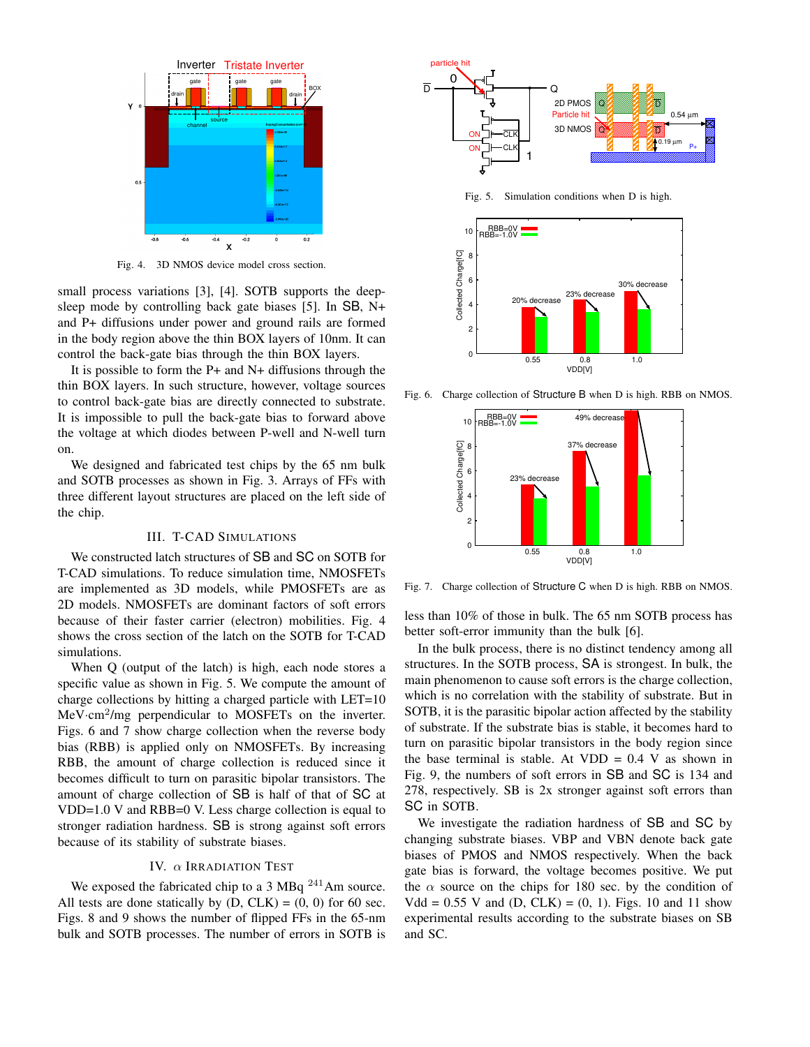Fig. 4. 3D NMOS device model cross section.

small process variations [3], [4]. SOTB supports the deep-sleep mode by controlling back gate biases [5]. In SB, N+ and P+ diffusions under power and ground rails are formed in the body region above the thin BOX layers of 10nm. It can control the back-gate bias through the thin BOX layers.

It is possible to form the P+ and N+ diffusions through the thin BOX layers. In such structure, however, voltage sources to control back-gate bias are directly connected to substrate. It is impossible to pull the back-gate bias to forward above the voltage at which diodes between P-well and N-well turn on.

We designed and fabricated test chips by the 65 nm bulk and SOTB processes as shown in Fig. 3. Arrays of FFs with three different layout structures are placed on the left side of the chip.

## III. T-CAD Simulations

We constructed latch structures of SB and SC on SOTB for T-CAD simulations. To reduce simulation time, NMOSFETs are implemented as 3D models, while PMOSFETs are as 2D models. NMOSFETs are dominant factors of soft errors because of their faster carrier (electron) mobilities. Fig. 4 shows the cross section of the latch on the SOTB for T-CAD simulations.

When Q (output of the latch) is high, each node stores a specific value as shown in Fig. 5. We compute the amount of charge collections by hitting a charged particle with LET=10 MeV·cm$^2$/mg perpendicular to MOSFETs on the inverter. Figs. 6 and 7 show charge collection when the reverse body bias (RBB) is applied only on NMOSFETs. By increasing RBB, the amount of charge collection is reduced since it becomes difficult to turn on parasitic bipolar transistors. The amount of charge collection of SB is half of that of SC at VDD=1.0 V and RBB=0 V. Less charge collection is equal to stronger radiation hardness. SB is strong against soft errors because of its stability of substrate biases.

## IV. $\alpha$ Irradiation Test

We exposed the fabricated chip to a 3 MBq $^{241}$Am source. All tests are done statically by (D, CLK) = (0, 0) for 60 sec. Figs. 8 and 9 shows the number of flipped FFs in the 65-nm bulk and SOTB processes. The number of errors in SOTB is less than 10% of those in bulk. The 65 nm SOTB process has better soft-error immunity than the bulk [6].

Fig. 5. Simulation conditions when D is high.

Fig. 6. Charge collection of Structure B when D is high. RBB on NMOS.

Fig. 7. Charge collection of Structure C when D is high. RBB on NMOS.

In the bulk process, there is no distinct tendency among all structures. In the SOTB process, SA is strongest. In bulk, the main phenomenon to cause soft errors is the charge collection, which is no correlation with the stability of substrate. But in SOTB, it is the parasitic bipolar action affected by the stability of substrate. If the substrate bias is stable, it becomes hard to turn on parasitic bipolar transistors in the body region since the base terminal is stable. At VDD = 0.4 V as shown in Fig. 9, the numbers of soft errors in SB and SC is 134 and 278, respectively. SB is 2x stronger against soft errors than SC in SOTB.

We investigate the radiation hardness of SB and SC by changing substrate biases. VBP and VBN denote back gate biases of PMOS and NMOS respectively. When the back gate bias is forward, the voltage becomes positive. We put the $\alpha$ source on the chips for 180 sec. by the condition of Vdd = 0.55 V and (D, CLK) = (0, 1). Figs. 10 and 11 show experimental results according to the substrate biases on SB and SC.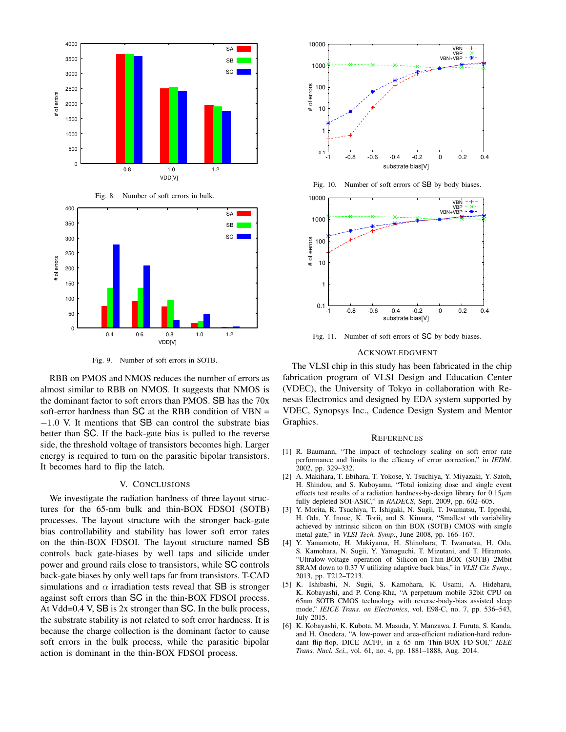4000
3500
3000
2500
2000
1500
1000
500
0

# of errors

SA
SB
SC

0.8
1.0
1.2
VDD[V]

Fig. 8. Number of soft errors in bulk.

400
350
300
250
200
150
100
50
0

# of errors

SA
SB
SC

0.4
0.6
0.8
1.0
1.2
VDD[V]

Fig. 9. Number of soft errors in SOTB.

RBB on PMOS and NMOS reduces the number of errors as almost similar to RBB on NMOS. It suggests that NMOS is the dominant factor to soft errors than PMOS. SB has the 70x soft-error hardness than SC at the RBB condition of VBN = $-1.0$ V. It mentions that SB can control the substrate bias better than SC. If the back-gate bias is pulled to the reverse side, the threshold voltage of transistors becomes high. Larger energy is required to turn on the parasitic bipolar transistors. It becomes hard to flip the latch.

## V. Conclusions

We investigate the radiation hardness of three layout structures for the 65-nm bulk and thin-BOX FDSOI (SOTB) processes. The layout structure with the stronger back-gate bias controllability and stability has lower soft error rates on the thin-BOX FDSOI. The layout structure named SB controls back gate-biases by well taps and silicide under power and ground rails close to transistors, while SC controls back-gate biases by only well taps far from transistors. T-CAD simulations and $\alpha$ irradiation tests reveal that SB is stronger against soft errors than SC in the thin-BOX FDSOI process. At Vdd=0.4 V, SB is 2x stronger than SC. In the bulk process, the substrate stability is not related to soft error hardness. It is because the charge collection is the dominant factor to cause soft errors in the bulk process, while the parasitic bipolar action is dominant in the thin-BOX FDSOI process.

10000
1000
100
10
1
0.1

# of errors

VBN
VBP
VBN+VBP

-1
-0.8
-0.6
-0.4
-0.2
0
0.2
0.4
substrate bias[V]

Fig. 10. Number of soft errors of SB by body biases.

10000
1000
100
10
1
0.1

# of eerors

VBN
VBP
VBN+VBP

-1
-0.8
-0.6
-0.4
-0.2
0
0.2
0.4
substrate bias[V]

Fig. 11. Number of soft errors of SC by body biases.

## Acknowledgment

The VLSI chip in this study has been fabricated in the chip fabrication program of VLSI Design and Education Center (VDEC), the University of Tokyo in collaboration with Renesas Electronics and designed by EDA system supported by VDEC, Synopsys Inc., Cadence Design System and Mentor Graphics.

## References

[1] R. Baumann, "The impact of technology scaling on soft error rate performance and limits to the efficacy of error correction," in *IEDM*, 2002, pp. 329–332.

[2] A. Makihara, T. Ebihara, T. Yokose, Y. Tsuchiya, Y. Miyazaki, Y. Satoh, H. Shindou, and S. Kuboyama, "Total ionizing dose and single event effects test results of a radiation hardness-by-design library for 0.15$\mu$m fully depleted SOI-ASIC," in *RADECS*, Sept. 2009, pp. 602–605.

[3] Y. Morita, R. Tsuchiya, T. Ishigaki, N. Sugii, T. Iwamatsu, T. Ipposhi, H. Oda, Y. Inoue, K. Torii, and S. Kimura, "Smallest vth variability achieved by intrinsic silicon on thin BOX (SOTB) CMOS with single metal gate," in *VLSI Tech. Symp.*, June 2008, pp. 166–167.

[4] Y. Yamamoto, H. Makiyama, H. Shinohara, T. Iwamatsu, H. Oda, S. Kamohara, N. Sugii, Y. Yamaguchi, T. Mizutani, and T. Hiramoto, "Ultralow-voltage operation of Silicon-on-Thin-BOX (SOTB) 2Mbit SRAM down to 0.37 V utilizing adaptive back bias," in *VLSI Cir. Symp.*, 2013, pp. T212–T213.

[5] K. Ishibashi, N. Sugii, S. Kamohara, K. Usami, A. Hideharu, K. Kobayashi, and P. Cong-Kha, "A perpetuum mobile 32bit CPU on 65nm SOTB CMOS technology with reverse-body-bias assisted sleep mode," *IEICE Trans. on Electronics*, vol. E98-C, no. 7, pp. 536–543, July 2015.

[6] K. Kobayashi, K. Kubota, M. Masuda, Y. Manzawa, J. Furuta, S. Kanda, and H. Onodera, "A low-power and area-efficient radiation-hard redundant flip-flop, DICE ACFF, in a 65 nm Thin-BOX FD-SOI," *IEEE Trans. Nucl. Sci.*, vol. 61, no. 4, pp. 1881–1888, Aug. 2014.